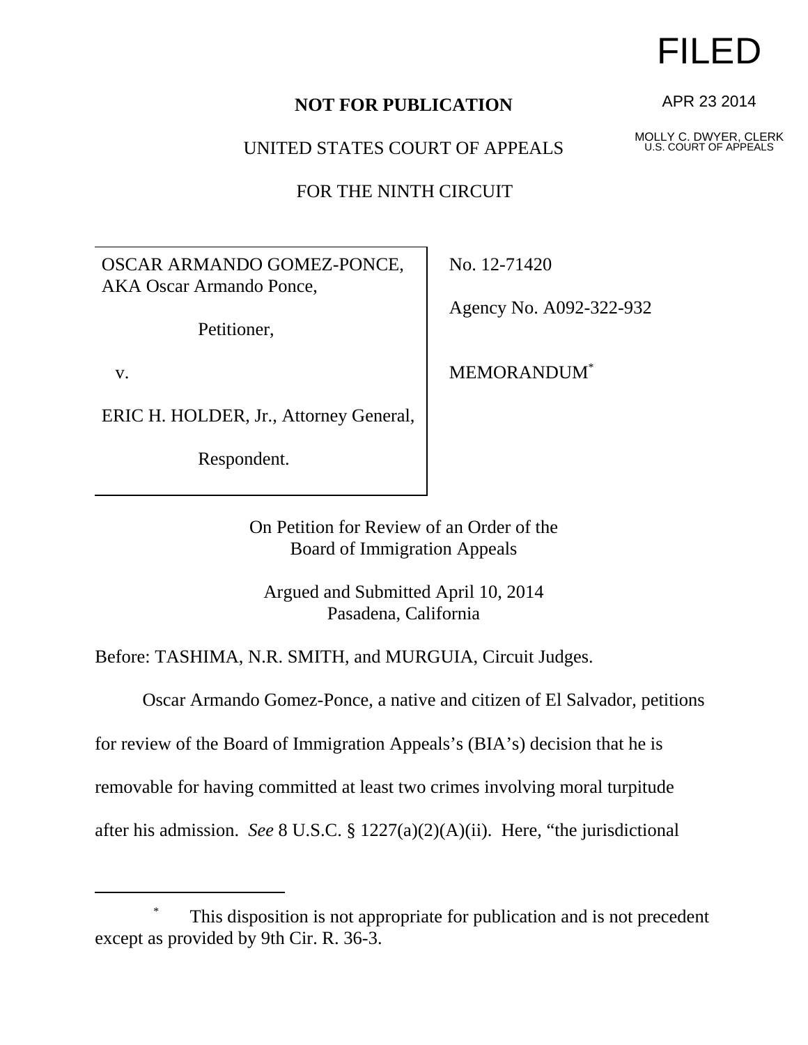FILED

APR 23 2014

MOLLY C. DWYER, CLERK
U.S. COURT OF APPEALS

**NOT FOR PUBLICATION**

UNITED STATES COURT OF APPEALS

FOR THE NINTH CIRCUIT

| | |
|---|---|
| OSCAR ARMANDO GOMEZ-PONCE, AKA Oscar Armando Ponce,<br><br>Petitioner,<br><br>v.<br><br>ERIC H. HOLDER, Jr., Attorney General,<br><br>Respondent. | No. 12-71420<br><br>Agency No. A092-322-932<br><br>MEMORANDUM* |

On Petition for Review of an Order of the
Board of Immigration Appeals

Argued and Submitted April 10, 2014
Pasadena, California

Before: TASHIMA, N.R. SMITH, and MURGUIA, Circuit Judges.

Oscar Armando Gomez-Ponce, a native and citizen of El Salvador, petitions for review of the Board of Immigration Appeals's (BIA's) decision that he is removable for having committed at least two crimes involving moral turpitude after his admission. *See* 8 U.S.C. § 1227(a)(2)(A)(ii). Here, "the jurisdictional

---

\* This disposition is not appropriate for publication and is not precedent except as provided by 9th Cir. R. 36-3.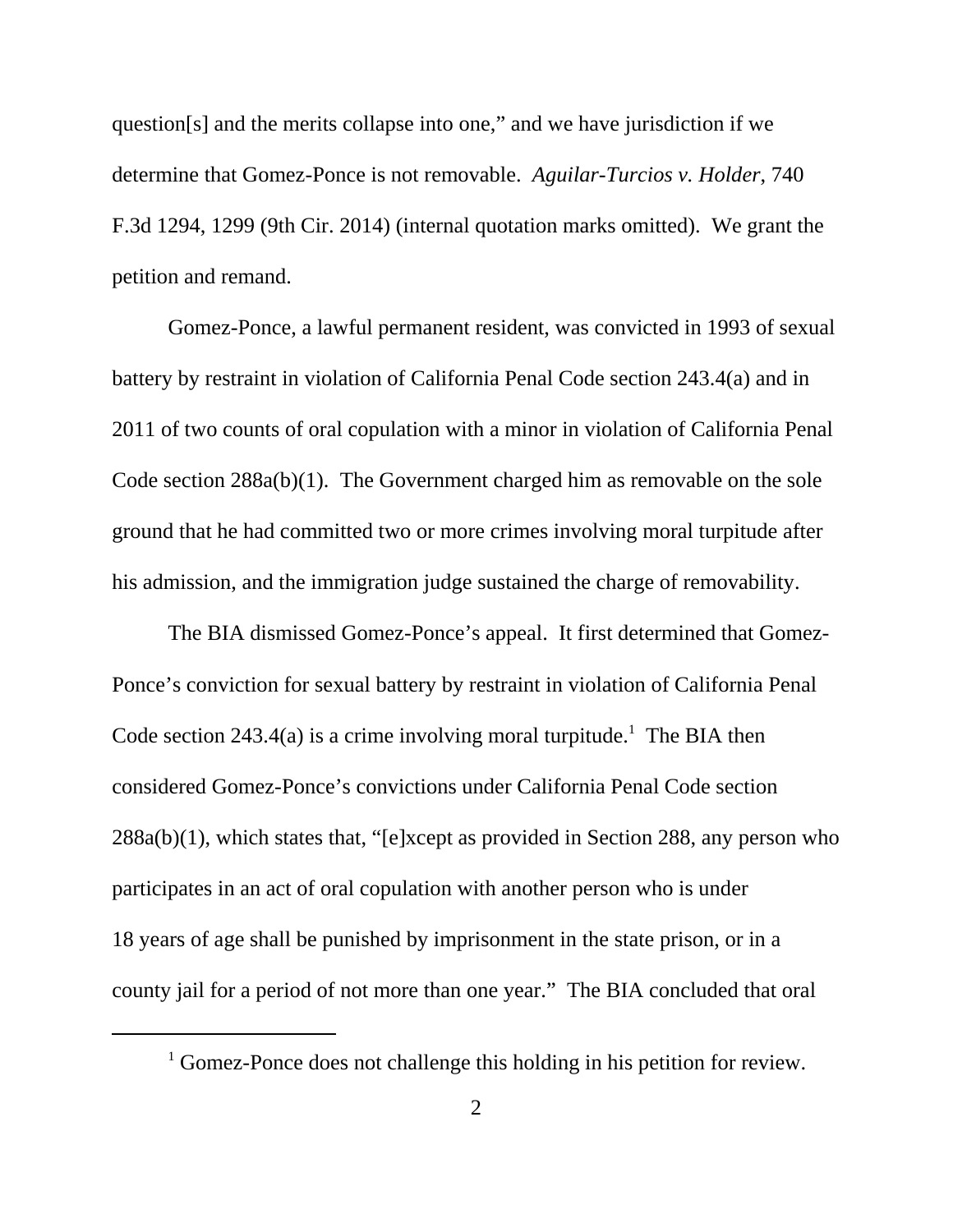question[s] and the merits collapse into one," and we have jurisdiction if we determine that Gomez-Ponce is not removable. *Aguilar-Turcios v. Holder*, 740 F.3d 1294, 1299 (9th Cir. 2014) (internal quotation marks omitted). We grant the petition and remand.

Gomez-Ponce, a lawful permanent resident, was convicted in 1993 of sexual battery by restraint in violation of California Penal Code section 243.4(a) and in 2011 of two counts of oral copulation with a minor in violation of California Penal Code section 288a(b)(1). The Government charged him as removable on the sole ground that he had committed two or more crimes involving moral turpitude after his admission, and the immigration judge sustained the charge of removability.

The BIA dismissed Gomez-Ponce's appeal. It first determined that Gomez-Ponce's conviction for sexual battery by restraint in violation of California Penal Code section 243.4(a) is a crime involving moral turpitude.[1] The BIA then considered Gomez-Ponce's convictions under California Penal Code section 288a(b)(1), which states that, "[e]xcept as provided in Section 288, any person who participates in an act of oral copulation with another person who is under 18 years of age shall be punished by imprisonment in the state prison, or in a county jail for a period of not more than one year." The BIA concluded that oral

---

[1] Gomez-Ponce does not challenge this holding in his petition for review.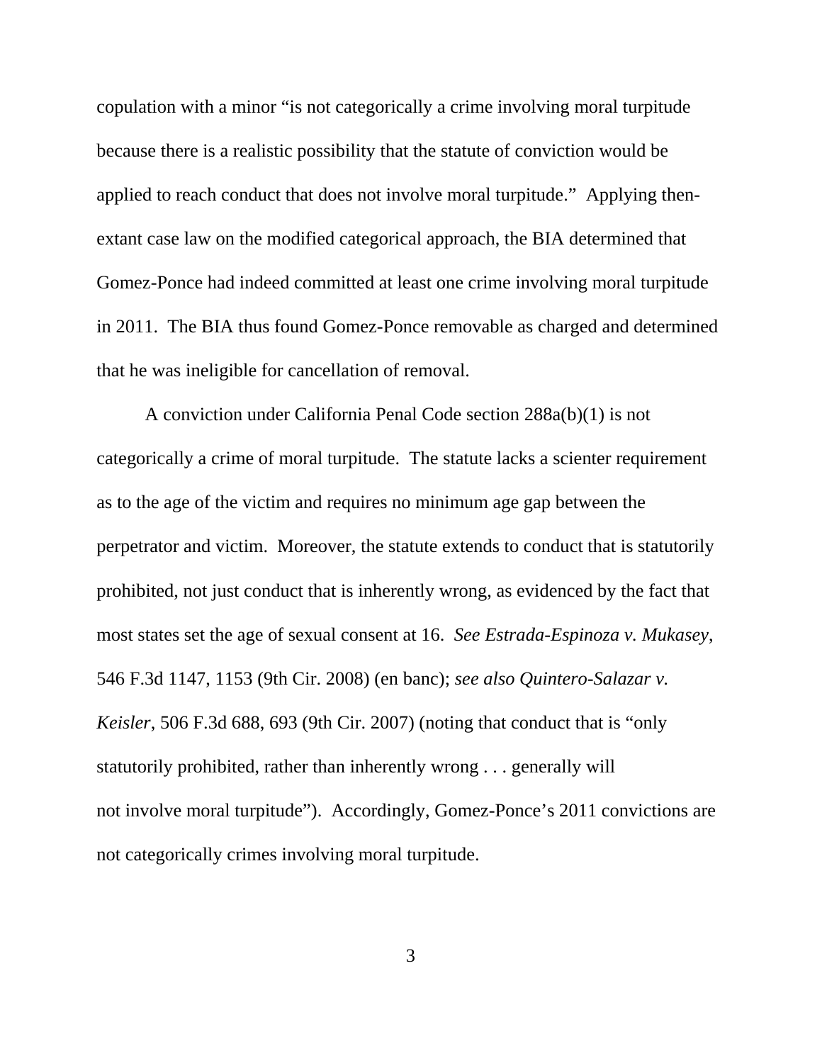copulation with a minor "is not categorically a crime involving moral turpitude because there is a realistic possibility that the statute of conviction would be applied to reach conduct that does not involve moral turpitude." Applying then-extant case law on the modified categorical approach, the BIA determined that Gomez-Ponce had indeed committed at least one crime involving moral turpitude in 2011. The BIA thus found Gomez-Ponce removable as charged and determined that he was ineligible for cancellation of removal.

A conviction under California Penal Code section 288a(b)(1) is not categorically a crime of moral turpitude. The statute lacks a scienter requirement as to the age of the victim and requires no minimum age gap between the perpetrator and victim. Moreover, the statute extends to conduct that is statutorily prohibited, not just conduct that is inherently wrong, as evidenced by the fact that most states set the age of sexual consent at 16. *See Estrada-Espinoza v. Mukasey*, 546 F.3d 1147, 1153 (9th Cir. 2008) (en banc); *see also Quintero-Salazar v. Keisler*, 506 F.3d 688, 693 (9th Cir. 2007) (noting that conduct that is "only statutorily prohibited, rather than inherently wrong . . . generally will not involve moral turpitude"). Accordingly, Gomez-Ponce's 2011 convictions are not categorically crimes involving moral turpitude.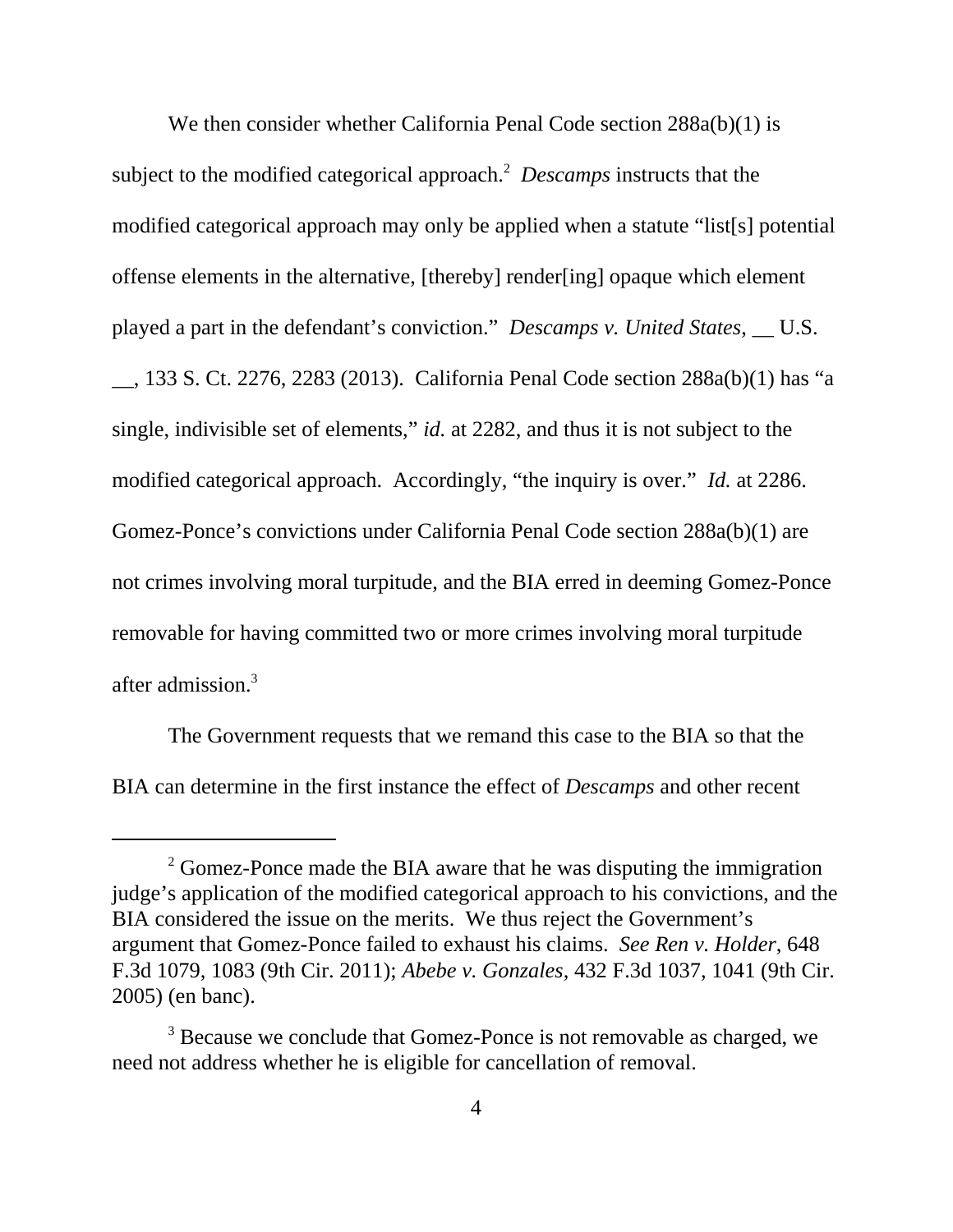We then consider whether California Penal Code section 288a(b)(1) is subject to the modified categorical approach.[2] *Descamps* instructs that the modified categorical approach may only be applied when a statute "list[s] potential offense elements in the alternative, [thereby] render[ing] opaque which element played a part in the defendant's conviction." *Descamps v. United States*, __ U.S. __, 133 S. Ct. 2276, 2283 (2013). California Penal Code section 288a(b)(1) has "a single, indivisible set of elements," *id.* at 2282, and thus it is not subject to the modified categorical approach. Accordingly, "the inquiry is over." *Id.* at 2286. Gomez-Ponce's convictions under California Penal Code section 288a(b)(1) are not crimes involving moral turpitude, and the BIA erred in deeming Gomez-Ponce removable for having committed two or more crimes involving moral turpitude after admission.[3]

The Government requests that we remand this case to the BIA so that the BIA can determine in the first instance the effect of *Descamps* and other recent

---

[2] Gomez-Ponce made the BIA aware that he was disputing the immigration judge's application of the modified categorical approach to his convictions, and the BIA considered the issue on the merits. We thus reject the Government's argument that Gomez-Ponce failed to exhaust his claims. *See Ren v. Holder*, 648 F.3d 1079, 1083 (9th Cir. 2011); *Abebe v. Gonzales*, 432 F.3d 1037, 1041 (9th Cir. 2005) (en banc).

[3] Because we conclude that Gomez-Ponce is not removable as charged, we need not address whether he is eligible for cancellation of removal.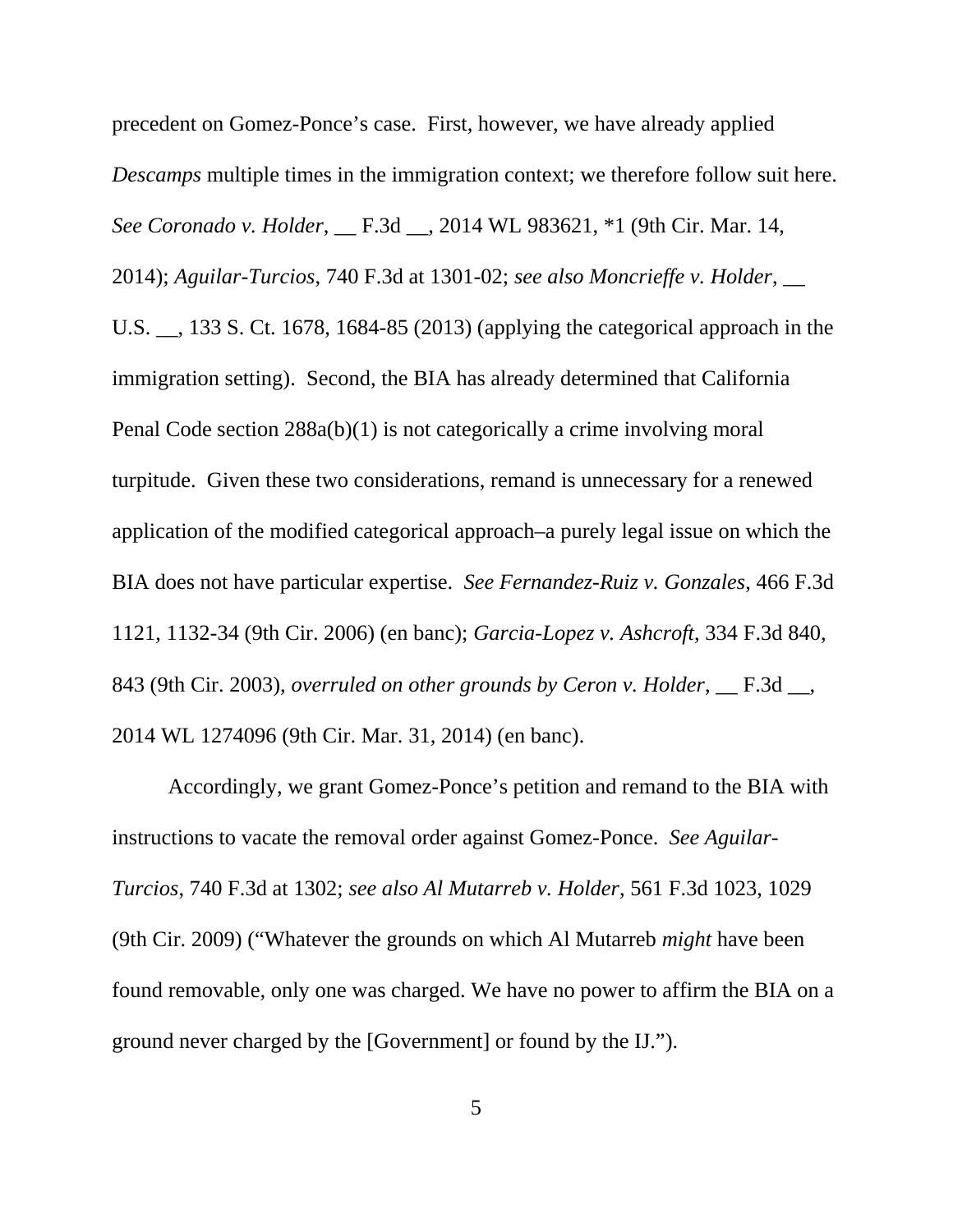precedent on Gomez-Ponce's case. First, however, we have already applied *Descamps* multiple times in the immigration context; we therefore follow suit here. *See Coronado v. Holder*, __ F.3d __, 2014 WL 983621, *1 (9th Cir. Mar. 14, 2014); *Aguilar-Turcios*, 740 F.3d at 1301-02; *see also Moncrieffe v. Holder*, __ U.S. __, 133 S. Ct. 1678, 1684-85 (2013) (applying the categorical approach in the immigration setting). Second, the BIA has already determined that California Penal Code section 288a(b)(1) is not categorically a crime involving moral turpitude. Given these two considerations, remand is unnecessary for a renewed application of the modified categorical approach–a purely legal issue on which the BIA does not have particular expertise. *See Fernandez-Ruiz v. Gonzales*, 466 F.3d 1121, 1132-34 (9th Cir. 2006) (en banc); *Garcia-Lopez v. Ashcroft*, 334 F.3d 840, 843 (9th Cir. 2003), *overruled on other grounds by Ceron v. Holder*, __ F.3d __, 2014 WL 1274096 (9th Cir. Mar. 31, 2014) (en banc).

Accordingly, we grant Gomez-Ponce's petition and remand to the BIA with instructions to vacate the removal order against Gomez-Ponce. *See Aguilar-Turcios*, 740 F.3d at 1302; *see also Al Mutarreb v. Holder*, 561 F.3d 1023, 1029 (9th Cir. 2009) ("Whatever the grounds on which Al Mutarreb *might* have been found removable, only one was charged. We have no power to affirm the BIA on a ground never charged by the [Government] or found by the IJ.").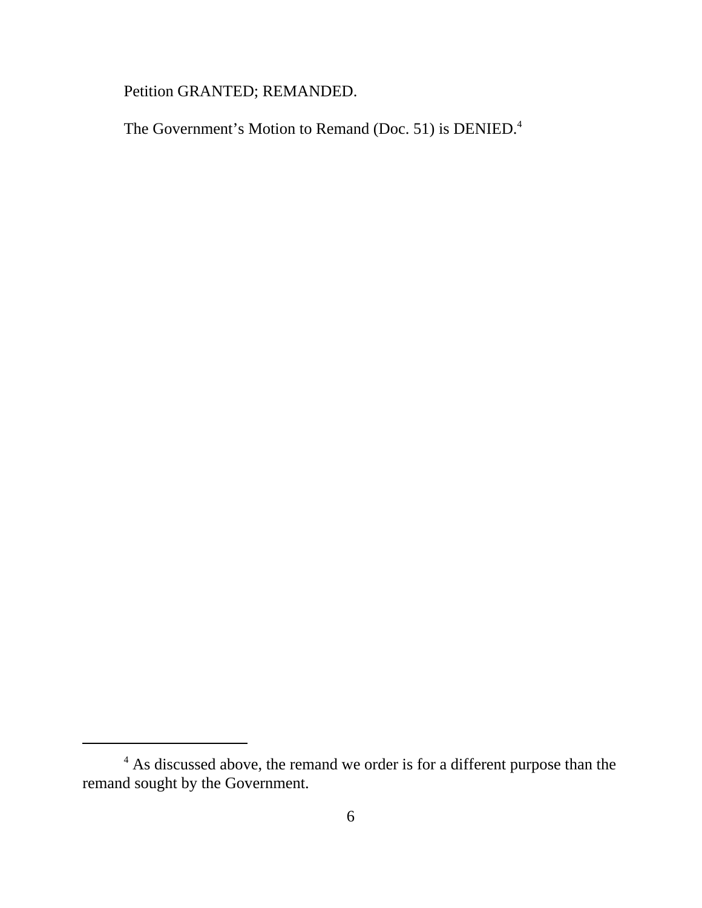Petition GRANTED; REMANDED.

The Government's Motion to Remand (Doc. 51) is DENIED.[4]

[4] As discussed above, the remand we order is for a different purpose than the remand sought by the Government.